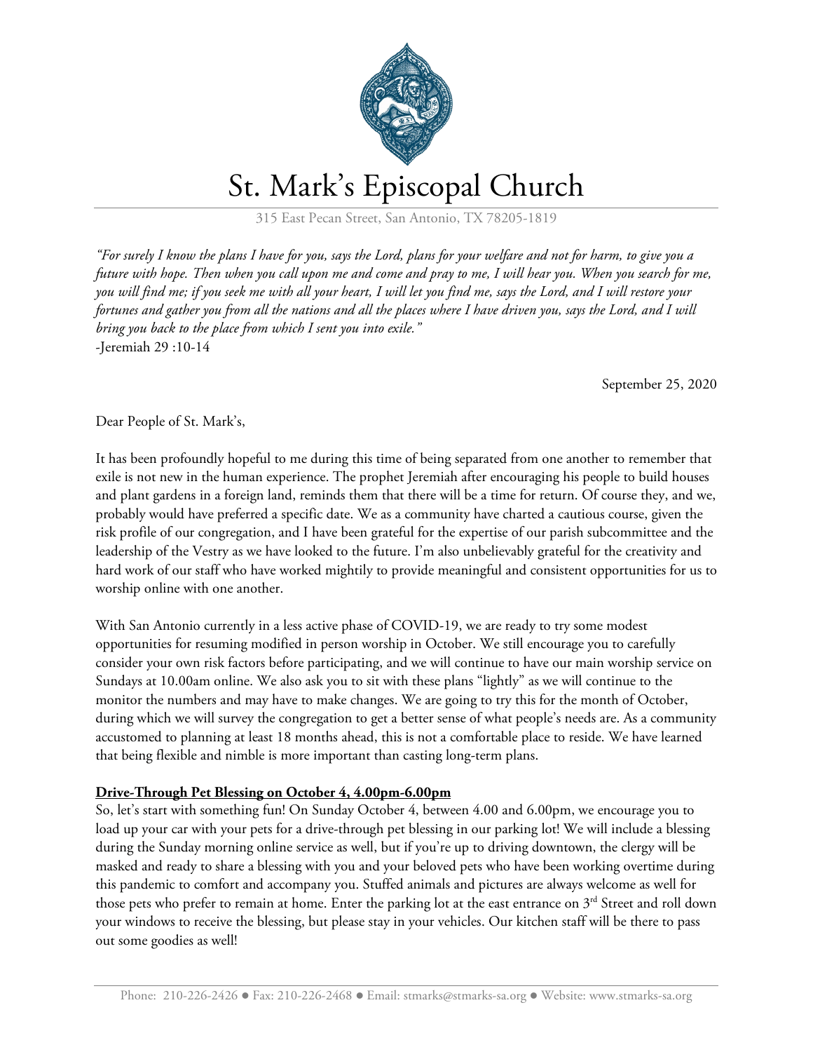# St. Mark's Episcopal Church

315 East Pecan Street, San Antonio, TX 78205-1819

*"For surely I know the plans I have for you, says the Lord, plans for your welfare and not for harm, to give you a future with hope. Then when you call upon me and come and pray to me, I will hear you. When you search for me, you will find me; if you seek me with all your heart, I will let you find me, says the Lord, and I will restore your fortunes and gather you from all the nations and all the places where I have driven you, says the Lord, and I will bring you back to the place from which I sent you into exile."*
-Jeremiah 29 :10-14

September 25, 2020

Dear People of St. Mark's,

It has been profoundly hopeful to me during this time of being separated from one another to remember that exile is not new in the human experience. The prophet Jeremiah after encouraging his people to build houses and plant gardens in a foreign land, reminds them that there will be a time for return. Of course they, and we, probably would have preferred a specific date. We as a community have charted a cautious course, given the risk profile of our congregation, and I have been grateful for the expertise of our parish subcommittee and the leadership of the Vestry as we have looked to the future. I'm also unbelievably grateful for the creativity and hard work of our staff who have worked mightily to provide meaningful and consistent opportunities for us to worship online with one another.

With San Antonio currently in a less active phase of COVID-19, we are ready to try some modest opportunities for resuming modified in person worship in October. We still encourage you to carefully consider your own risk factors before participating, and we will continue to have our main worship service on Sundays at 10.00am online. We also ask you to sit with these plans "lightly" as we will continue to the monitor the numbers and may have to make changes. We are going to try this for the month of October, during which we will survey the congregation to get a better sense of what people's needs are. As a community accustomed to planning at least 18 months ahead, this is not a comfortable place to reside. We have learned that being flexible and nimble is more important than casting long-term plans.

**Drive-Through Pet Blessing on October 4, 4.00pm-6.00pm**

So, let's start with something fun! On Sunday October 4, between 4.00 and 6.00pm, we encourage you to load up your car with your pets for a drive-through pet blessing in our parking lot! We will include a blessing during the Sunday morning online service as well, but if you're up to driving downtown, the clergy will be masked and ready to share a blessing with you and your beloved pets who have been working overtime during this pandemic to comfort and accompany you. Stuffed animals and pictures are always welcome as well for those pets who prefer to remain at home. Enter the parking lot at the east entrance on 3rd Street and roll down your windows to receive the blessing, but please stay in your vehicles. Our kitchen staff will be there to pass out some goodies as well!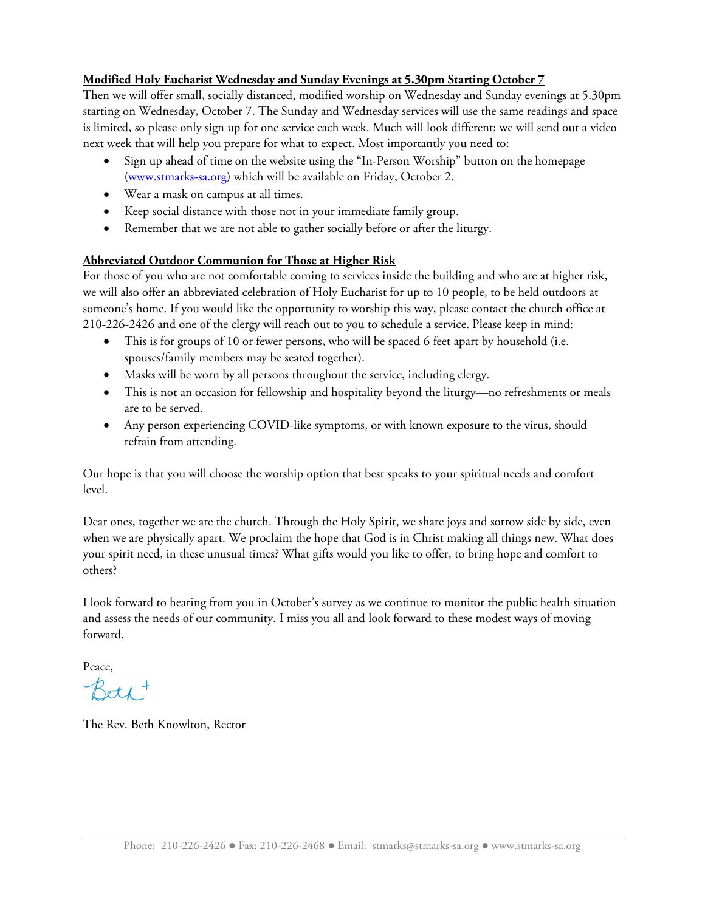**Modified Holy Eucharist Wednesday and Sunday Evenings at 5.30pm Starting October 7**

Then we will offer small, socially distanced, modified worship on Wednesday and Sunday evenings at 5.30pm starting on Wednesday, October 7. The Sunday and Wednesday services will use the same readings and space is limited, so please only sign up for one service each week. Much will look different; we will send out a video next week that will help you prepare for what to expect. Most importantly you need to:

- Sign up ahead of time on the website using the "In-Person Worship" button on the homepage (www.stmarks-sa.org) which will be available on Friday, October 2.
- Wear a mask on campus at all times.
- Keep social distance with those not in your immediate family group.
- Remember that we are not able to gather socially before or after the liturgy.

**Abbreviated Outdoor Communion for Those at Higher Risk**

For those of you who are not comfortable coming to services inside the building and who are at higher risk, we will also offer an abbreviated celebration of Holy Eucharist for up to 10 people, to be held outdoors at someone's home. If you would like the opportunity to worship this way, please contact the church office at 210-226-2426 and one of the clergy will reach out to you to schedule a service. Please keep in mind:

- This is for groups of 10 or fewer persons, who will be spaced 6 feet apart by household (i.e. spouses/family members may be seated together).
- Masks will be worn by all persons throughout the service, including clergy.
- This is not an occasion for fellowship and hospitality beyond the liturgy—no refreshments or meals are to be served.
- Any person experiencing COVID-like symptoms, or with known exposure to the virus, should refrain from attending.

Our hope is that you will choose the worship option that best speaks to your spiritual needs and comfort level.

Dear ones, together we are the church. Through the Holy Spirit, we share joys and sorrow side by side, even when we are physically apart. We proclaim the hope that God is in Christ making all things new. What does your spirit need, in these unusual times? What gifts would you like to offer, to bring hope and comfort to others?

I look forward to hearing from you in October's survey as we continue to monitor the public health situation and assess the needs of our community. I miss you all and look forward to these modest ways of moving forward.

Peace,

Beth +

The Rev. Beth Knowlton, Rector

Phone: 210-226-2426 ● Fax: 210-226-2468 ● Email: stmarks@stmarks-sa.org ● www.stmarks-sa.org